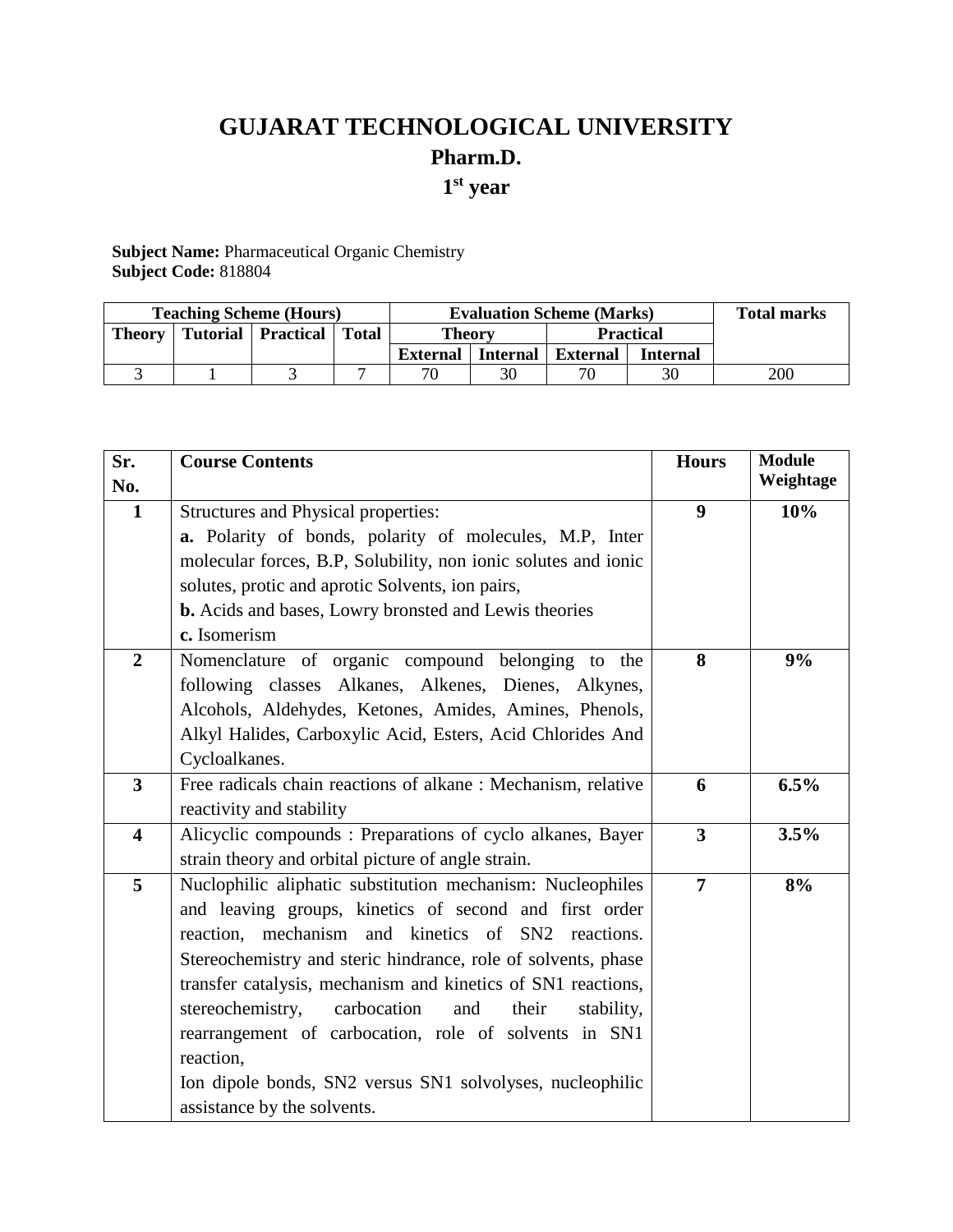# GUJARAT TECHNOLOGICAL UNIVERSITY

## Pharm.D.

## 1st year

**Subject Name:** Pharmaceutical Organic Chemistry
**Subject Code:** 818804

| Teaching Scheme (Hours) | | | | Evaluation Scheme (Marks) | | | | Total marks |
|---|---|---|---|---|---|---|---|---|
| Theory | Tutorial | Practical | Total | Theory | | Practical | | |
| | | | | External | Internal | External | Internal | |
| 3 | 1 | 3 | 7 | 70 | 30 | 70 | 30 | 200 |

| Sr. No. | Course Contents | Hours | Module Weightage |
|---|---|---|---|
| **1** | Structures and Physical properties:<br>**a.** Polarity of bonds, polarity of molecules, M.P, Inter molecular forces, B.P, Solubility, non ionic solutes and ionic solutes, protic and aprotic Solvents, ion pairs,<br>**b.** Acids and bases, Lowry bronsted and Lewis theories<br>**c.** Isomerism | **9** | **10%** |
| **2** | Nomenclature of organic compound belonging to the following classes Alkanes, Alkenes, Dienes, Alkynes, Alcohols, Aldehydes, Ketones, Amides, Amines, Phenols, Alkyl Halides, Carboxylic Acid, Esters, Acid Chlorides And Cycloalkanes. | **8** | **9%** |
| **3** | Free radicals chain reactions of alkane : Mechanism, relative reactivity and stability | **6** | **6.5%** |
| **4** | Alicyclic compounds : Preparations of cyclo alkanes, Bayer strain theory and orbital picture of angle strain. | **3** | **3.5%** |
| **5** | Nuclophilic aliphatic substitution mechanism: Nucleophiles and leaving groups, kinetics of second and first order reaction, mechanism and kinetics of SN2 reactions. Stereochemistry and steric hindrance, role of solvents, phase transfer catalysis, mechanism and kinetics of SN1 reactions, stereochemistry, carbocation and their stability, rearrangement of carbocation, role of solvents in SN1 reaction,<br>Ion dipole bonds, SN2 versus SN1 solvolyses, nucleophilic assistance by the solvents. | **7** | **8%** |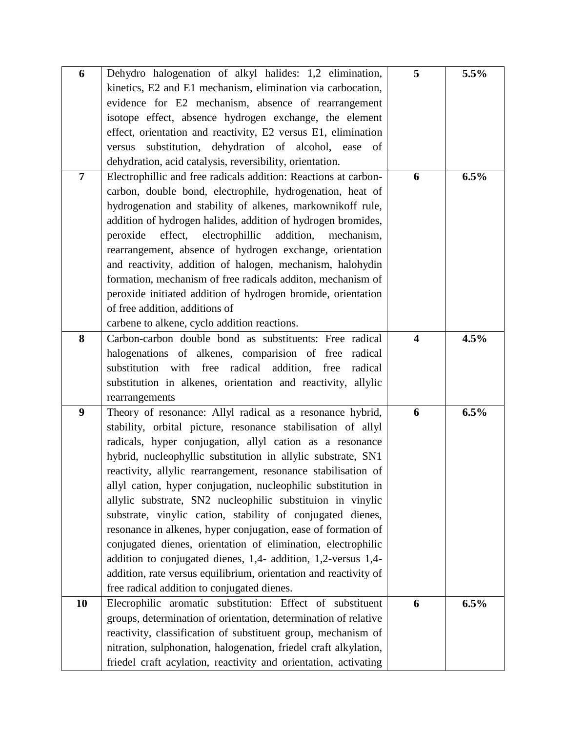| | | | |
|---|---|---|---|
| **6** | Dehydro halogenation of alkyl halides: 1,2 elimination, kinetics, E2 and E1 mechanism, elimination via carbocation, evidence for E2 mechanism, absence of rearrangement isotope effect, absence hydrogen exchange, the element effect, orientation and reactivity, E2 versus E1, elimination versus substitution, dehydration of alcohol, ease of dehydration, acid catalysis, reversibility, orientation. | **5** | **5.5%** |
| **7** | Electrophillic and free radicals addition: Reactions at carbon-carbon, double bond, electrophile, hydrogenation, heat of hydrogenation and stability of alkenes, markownikoff rule, addition of hydrogen halides, addition of hydrogen bromides, peroxide effect, electrophillic addition, mechanism, rearrangement, absence of hydrogen exchange, orientation and reactivity, addition of halogen, mechanism, halohydin formation, mechanism of free radicals additon, mechanism of peroxide initiated addition of hydrogen bromide, orientation of free addition, additions of carbene to alkene, cyclo addition reactions. | **6** | **6.5%** |
| **8** | Carbon-carbon double bond as substituents: Free radical halogenations of alkenes, comparision of free radical substitution with free radical addition, free radical substitution in alkenes, orientation and reactivity, allylic rearrangements | **4** | **4.5%** |
| **9** | Theory of resonance: Allyl radical as a resonance hybrid, stability, orbital picture, resonance stabilisation of allyl radicals, hyper conjugation, allyl cation as a resonance hybrid, nucleophyllic substitution in allylic substrate, SN1 reactivity, allylic rearrangement, resonance stabilisation of allyl cation, hyper conjugation, nucleophilic substitution in allylic substrate, SN2 nucleophilic substituion in vinylic substrate, vinylic cation, stability of conjugated dienes, resonance in alkenes, hyper conjugation, ease of formation of conjugated dienes, orientation of elimination, electrophilic addition to conjugated dienes, 1,4- addition, 1,2-versus 1,4-addition, rate versus equilibrium, orientation and reactivity of free radical addition to conjugated dienes. | **6** | **6.5%** |
| **10** | Elecrophilic aromatic substitution: Effect of substituent groups, determination of orientation, determination of relative reactivity, classification of substituent group, mechanism of nitration, sulphonation, halogenation, friedel craft alkylation, friedel craft acylation, reactivity and orientation, activating | **6** | **6.5%** |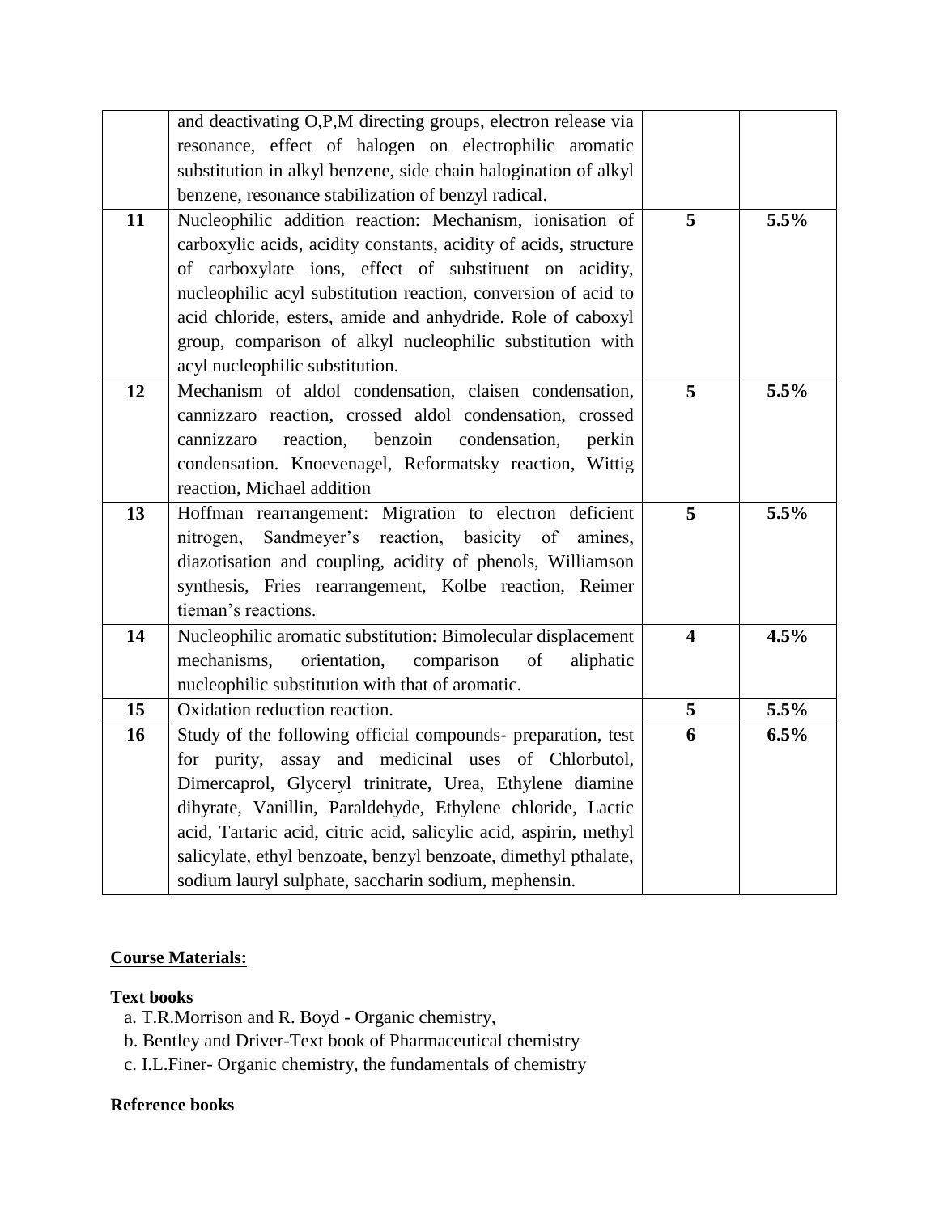| | | | |
|---|---|---|---|
| | and deactivating O,P,M directing groups, electron release via resonance, effect of halogen on electrophilic aromatic substitution in alkyl benzene, side chain halogination of alkyl benzene, resonance stabilization of benzyl radical. | | |
| **11** | Nucleophilic addition reaction: Mechanism, ionisation of carboxylic acids, acidity constants, acidity of acids, structure of carboxylate ions, effect of substituent on acidity, nucleophilic acyl substitution reaction, conversion of acid to acid chloride, esters, amide and anhydride. Role of caboxyl group, comparison of alkyl nucleophilic substitution with acyl nucleophilic substitution. | **5** | **5.5%** |
| **12** | Mechanism of aldol condensation, claisen condensation, cannizzaro reaction, crossed aldol condensation, crossed cannizzaro reaction, benzoin condensation, perkin condensation. Knoevenagel, Reformatsky reaction, Wittig reaction, Michael addition | **5** | **5.5%** |
| **13** | Hoffman rearrangement: Migration to electron deficient nitrogen, Sandmeyer's reaction, basicity of amines, diazotisation and coupling, acidity of phenols, Williamson synthesis, Fries rearrangement, Kolbe reaction, Reimer tieman's reactions. | **5** | **5.5%** |
| **14** | Nucleophilic aromatic substitution: Bimolecular displacement mechanisms, orientation, comparison of aliphatic nucleophilic substitution with that of aromatic. | **4** | **4.5%** |
| **15** | Oxidation reduction reaction. | **5** | **5.5%** |
| **16** | Study of the following official compounds- preparation, test for purity, assay and medicinal uses of Chlorbutol, Dimercaprol, Glyceryl trinitrate, Urea, Ethylene diamine dihyrate, Vanillin, Paraldehyde, Ethylene chloride, Lactic acid, Tartaric acid, citric acid, salicylic acid, aspirin, methyl salicylate, ethyl benzoate, benzyl benzoate, dimethyl pthalate, sodium lauryl sulphate, saccharin sodium, mephensin. | **6** | **6.5%** |

**Course Materials:**

**Text books**

a. T.R.Morrison and R. Boyd - Organic chemistry,
b. Bentley and Driver-Text book of Pharmaceutical chemistry
c. I.L.Finer- Organic chemistry, the fundamentals of chemistry

**Reference books**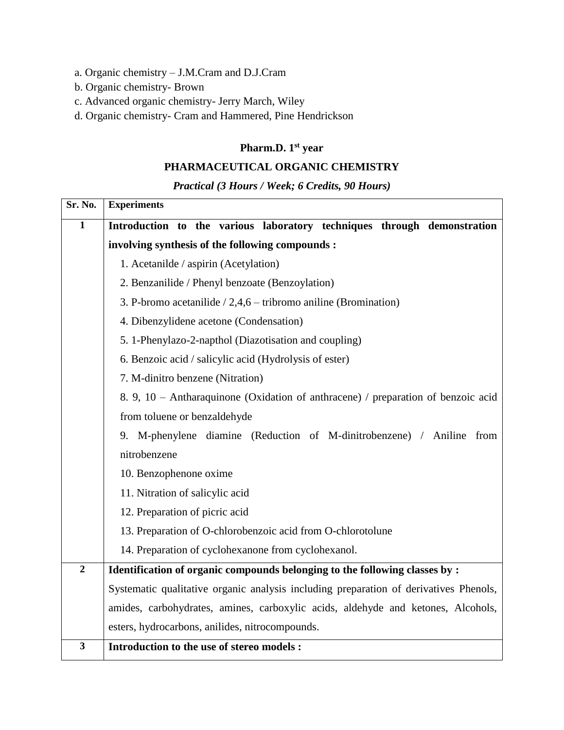a. Organic chemistry – J.M.Cram and D.J.Cram
b. Organic chemistry- Brown
c. Advanced organic chemistry- Jerry March, Wiley
d. Organic chemistry- Cram and Hammered, Pine Hendrickson

## Pharm.D. 1st year

## PHARMACEUTICAL ORGANIC CHEMISTRY

***Practical (3 Hours / Week; 6 Credits, 90 Hours)***

| Sr. No. | Experiments |
|---|---|
| **1** | **Introduction to the various laboratory techniques through demonstration involving synthesis of the following compounds :**<br>1. Acetanilde / aspirin (Acetylation)<br>2. Benzanilide / Phenyl benzoate (Benzoylation)<br>3. P-bromo acetanilide / 2,4,6 – tribromo aniline (Bromination)<br>4. Dibenzylidene acetone (Condensation)<br>5. 1-Phenylazo-2-napthol (Diazotisation and coupling)<br>6. Benzoic acid / salicylic acid (Hydrolysis of ester)<br>7. M-dinitro benzene (Nitration)<br>8. 9, 10 – Antharaquinone (Oxidation of anthracene) / preparation of benzoic acid from toluene or benzaldehyde<br>9. M-phenylene diamine (Reduction of M-dinitrobenzene) / Aniline from nitrobenzene<br>10. Benzophenone oxime<br>11. Nitration of salicylic acid<br>12. Preparation of picric acid<br>13. Preparation of O-chlorobenzoic acid from O-chlorotolune<br>14. Preparation of cyclohexanone from cyclohexanol. |
| **2** | **Identification of organic compounds belonging to the following classes by :**<br>Systematic qualitative organic analysis including preparation of derivatives Phenols, amides, carbohydrates, amines, carboxylic acids, aldehyde and ketones, Alcohols, esters, hydrocarbons, anilides, nitrocompounds. |
| **3** | **Introduction to the use of stereo models :** |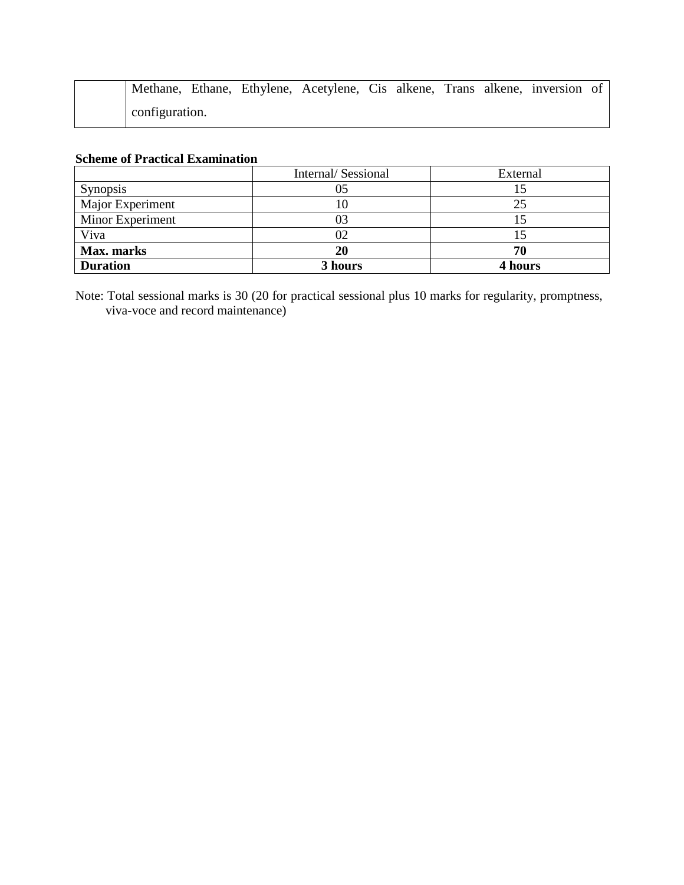| | |
|---|---|
| | Methane, Ethane, Ethylene, Acetylene, Cis alkene, Trans alkene, inversion of configuration. |

**Scheme of Practical Examination**

| | Internal/ Sessional | External |
|---|---|---|
| Synopsis | 05 | 15 |
| Major Experiment | 10 | 25 |
| Minor Experiment | 03 | 15 |
| Viva | 02 | 15 |
| **Max. marks** | **20** | **70** |
| **Duration** | **3 hours** | **4 hours** |

Note: Total sessional marks is 30 (20 for practical sessional plus 10 marks for regularity, promptness, viva-voce and record maintenance)